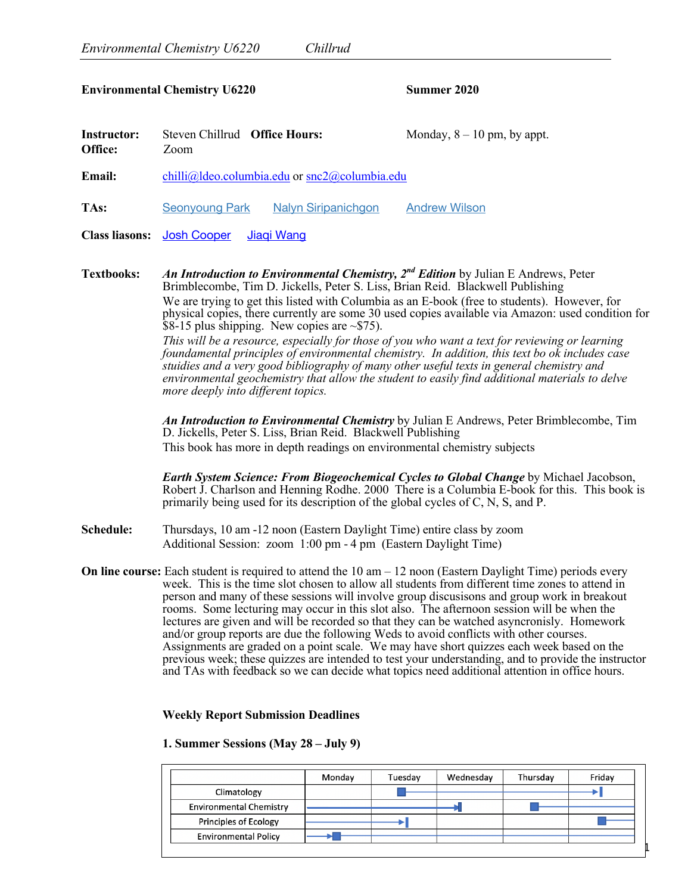**Environmental Chemistry U6220** **Summer 2020**

**Instructor:** Steven Chillrud **Office Hours:** Monday, 8 – 10 pm, by appt.
**Office:** Zoom

**Email:** chilli@ldeo.columbia.edu or snc2@columbia.edu

**TAs:** Seonyoung Park Nalyn Siripanichgon Andrew Wilson

**Class liasons:** Josh Cooper Jiaqi Wang

**Textbooks:** ***An Introduction to Environmental Chemistry, 2nd Edition*** by Julian E Andrews, Peter Brimblecombe, Tim D. Jickells, Peter S. Liss, Brian Reid. Blackwell Publishing
We are trying to get this listed with Columbia as an E-book (free to students). However, for physical copies, there currently are some 30 used copies available via Amazon: used condition for $8-15 plus shipping. New copies are ~$75).
*This will be a resource, especially for those of you who want a text for reviewing or learning foundamental principles of environmental chemistry. In addition, this text bo ok includes case studiies and a very good bibliography of many other useful texts in general chemistry and environmental geochemistry that allow the student to easily find additional materials to delve more deeply into different topics.*

***An Introduction to Environmental Chemistry*** by Julian E Andrews, Peter Brimblecombe, Tim D. Jickells, Peter S. Liss, Brian Reid. Blackwell Publishing
This book has more in depth readings on environmental chemistry subjects

***Earth System Science: From Biogeochemical Cycles to Global Change*** by Michael Jacobson, Robert J. Charlson and Henning Rodhe. 2000 There is a Columbia E-book for this. This book is primarily being used for its description of the global cycles of C, N, S, and P.

**Schedule:** Thursdays, 10 am -12 noon (Eastern Daylight Time) entire class by zoom
Additional Session: zoom 1:00 pm - 4 pm (Eastern Daylight Time)

**On line course:** Each student is required to attend the 10 am – 12 noon (Eastern Daylight Time) periods every week. This is the time slot chosen to allow all students from different time zones to attend in person and many of these sessions will involve group discusions and group work in breakout rooms. Some lecturing may occur in this slot also. The afternoon session will be when the lectures are given and will be recorded so that they can be watched asyncronisly. Homework and/or group reports are due the following Weds to avoid conflicts with other courses. Assignments are graded on a point scale. We may have short quizzes each week based on the previous week; these quizzes are intended to test your understanding, and to provide the instructor and TAs with feedback so we can decide what topics need additional attention in office hours.

**Weekly Report Submission Deadlines**

**1. Summer Sessions (May 28 – July 9)**

| | Monday | Tuesday | Wednesday | Thursday | Friday |
|---|---|---|---|---|---|
| Climatology | | ■ ——— | ——— | ——— | —→\| |
| Environmental Chemistry | ——— | ——— | —→\| | ■ ——— | ——— |
| Principles of Ecology | ——— | —→\| | | | ■ ——— |
| Environmental Policy | —→■ ——— | ——— | ——— | ——— | ——— |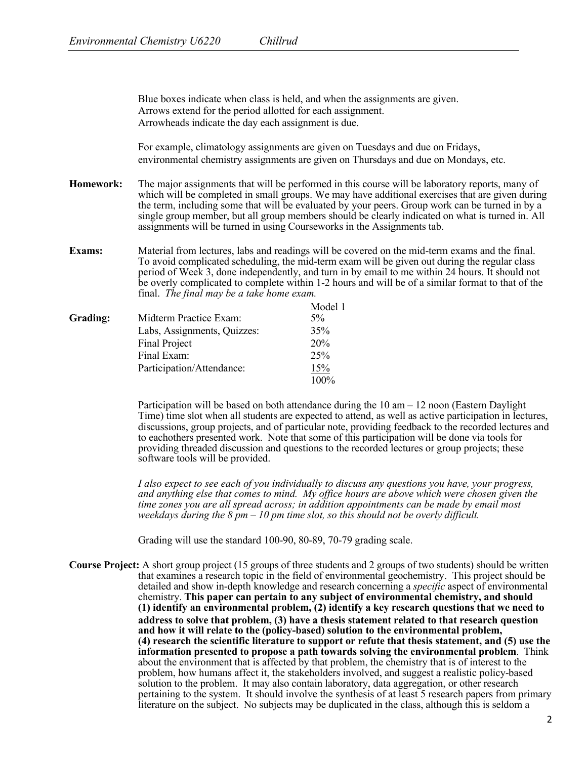Blue boxes indicate when class is held, and when the assignments are given.
Arrows extend for the period allotted for each assignment.
Arrowheads indicate the day each assignment is due.

For example, climatology assignments are given on Tuesdays and due on Fridays, environmental chemistry assignments are given on Thursdays and due on Mondays, etc.

**Homework:** The major assignments that will be performed in this course will be laboratory reports, many of which will be completed in small groups. We may have additional exercises that are given during the term, including some that will be evaluated by your peers. Group work can be turned in by a single group member, but all group members should be clearly indicated on what is turned in. All assignments will be turned in using Courseworks in the Assignments tab.

**Exams:** Material from lectures, labs and readings will be covered on the mid-term exams and the final. To avoid complicated scheduling, the mid-term exam will be given out during the regular class period of Week 3, done independently, and turn in by email to me within 24 hours. It should not be overly complicated to complete within 1-2 hours and will be of a similar format to that of the final. *The final may be a take home exam.*

**Grading:**

| | Model 1 |
|---|---|
| Midterm Practice Exam: | 5% |
| Labs, Assignments, Quizzes: | 35% |
| Final Project | 20% |
| Final Exam: | 25% |
| Participation/Attendance: | 15% |
| | 100% |

Participation will be based on both attendance during the 10 am – 12 noon (Eastern Daylight Time) time slot when all students are expected to attend, as well as active participation in lectures, discussions, group projects, and of particular note, providing feedback to the recorded lectures and to eachothers presented work. Note that some of this participation will be done via tools for providing threaded discussion and questions to the recorded lectures or group projects; these software tools will be provided.

*I also expect to see each of you individually to discuss any questions you have, your progress, and anything else that comes to mind. My office hours are above which were chosen given the time zones you are all spread across; in addition appointments can be made by email most weekdays during the 8 pm – 10 pm time slot, so this should not be overly difficult.*

Grading will use the standard 100-90, 80-89, 70-79 grading scale.

**Course Project:** A short group project (15 groups of three students and 2 groups of two students) should be written that examines a research topic in the field of environmental geochemistry. This project should be detailed and show in-depth knowledge and research concerning a *specific* aspect of environmental chemistry. **This paper can pertain to any subject of environmental chemistry, and should (1) identify an environmental problem, (2) identify a key research questions that we need to address to solve that problem, (3) have a thesis statement related to that research question and how it will relate to the (policy-based) solution to the environmental problem, (4) research the scientific literature to support or refute that thesis statement, and (5) use the information presented to propose a path towards solving the environmental problem**. Think about the environment that is affected by that problem, the chemistry that is of interest to the problem, how humans affect it, the stakeholders involved, and suggest a realistic policy-based solution to the problem. It may also contain laboratory, data aggregation, or other research pertaining to the system. It should involve the synthesis of at least 5 research papers from primary literature on the subject. No subjects may be duplicated in the class, although this is seldom a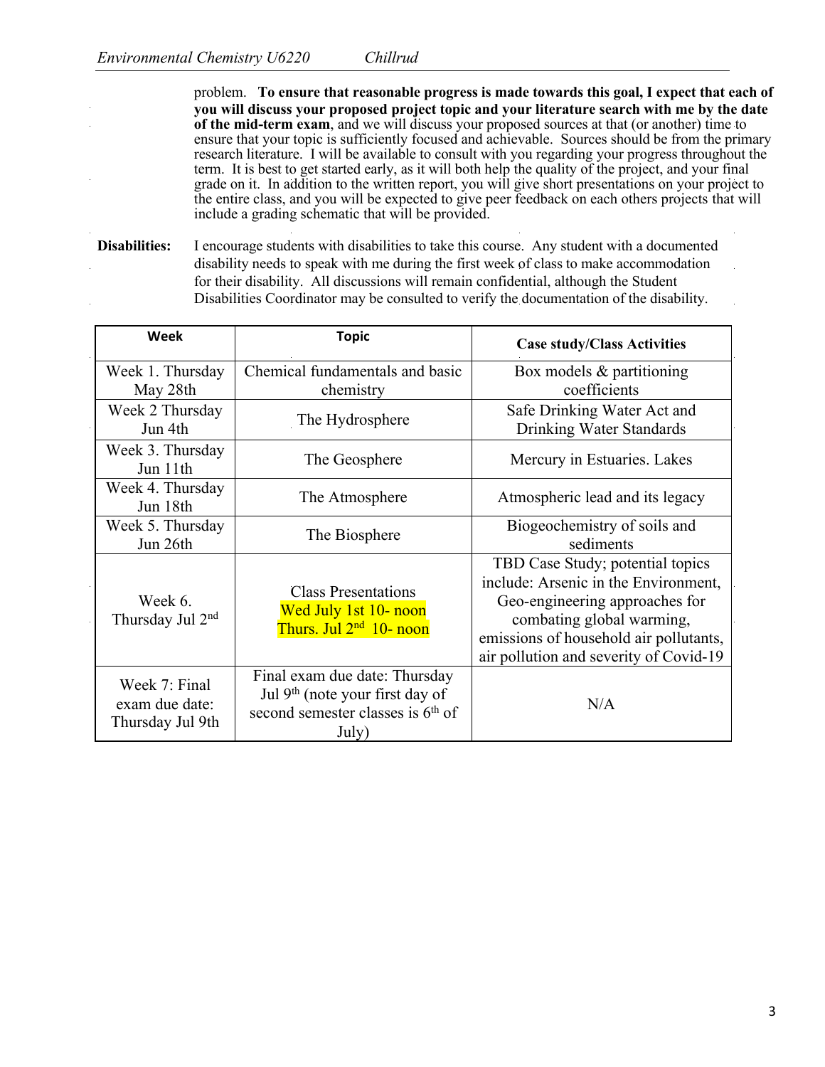problem. **To ensure that reasonable progress is made towards this goal, I expect that each of you will discuss your proposed project topic and your literature search with me by the date of the mid-term exam**, and we will discuss your proposed sources at that (or another) time to ensure that your topic is sufficiently focused and achievable. Sources should be from the primary research literature. I will be available to consult with you regarding your progress throughout the term. It is best to get started early, as it will both help the quality of the project, and your final grade on it. In addition to the written report, you will give short presentations on your project to the entire class, and you will be expected to give peer feedback on each others projects that will include a grading schematic that will be provided.

**Disabilities:** I encourage students with disabilities to take this course. Any student with a documented disability needs to speak with me during the first week of class to make accommodation for their disability. All discussions will remain confidential, although the Student Disabilities Coordinator may be consulted to verify the documentation of the disability.

| Week | Topic | Case study/Class Activities |
|---|---|---|
| Week 1. Thursday May 28th | Chemical fundamentals and basic chemistry | Box models & partitioning coefficients |
| Week 2 Thursday Jun 4th | The Hydrosphere | Safe Drinking Water Act and Drinking Water Standards |
| Week 3. Thursday Jun 11th | The Geosphere | Mercury in Estuaries. Lakes |
| Week 4. Thursday Jun 18th | The Atmosphere | Atmospheric lead and its legacy |
| Week 5. Thursday Jun 26th | The Biosphere | Biogeochemistry of soils and sediments |
| Week 6. Thursday Jul 2nd | Class Presentations Wed July 1st 10- noon Thurs. Jul 2nd 10- noon | TBD Case Study; potential topics include: Arsenic in the Environment, Geo-engineering approaches for combating global warming, emissions of household air pollutants, air pollution and severity of Covid-19 |
| Week 7: Final exam due date: Thursday Jul 9th | Final exam due date: Thursday Jul 9th (note your first day of second semester classes is 6th of July) | N/A |